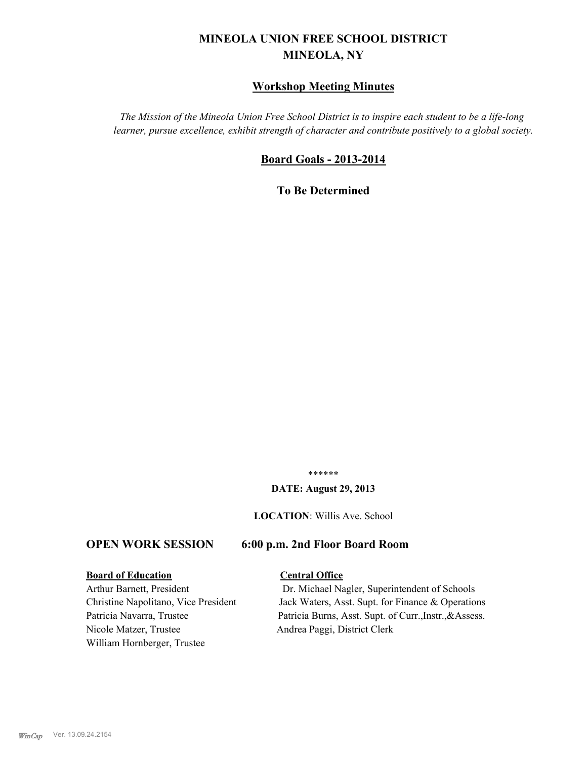# MINEOLA UNION FREE SCHOOL DISTRICT
## MINEOLA, NY

## Workshop Meeting Minutes

*The Mission of the Mineola Union Free School District is to inspire each student to be a life-long learner, pursue excellence, exhibit strength of character and contribute positively to a global society.*

## Board Goals - 2013-2014

**To Be Determined**

******

**DATE: August 29, 2013**

**LOCATION**: Willis Ave. School

### OPEN WORK SESSION 6:00 p.m. 2nd Floor Board Room

| **Board of Education** | **Central Office** |
|---|---|
| Arthur Barnett, President | Dr. Michael Nagler, Superintendent of Schools |
| Christine Napolitano, Vice President | Jack Waters, Asst. Supt. for Finance & Operations |
| Patricia Navarra, Trustee | Patricia Burns, Asst. Supt. of Curr.,Instr.,&Assess. |
| Nicole Matzer, Trustee | Andrea Paggi, District Clerk |
| William Hornberger, Trustee | |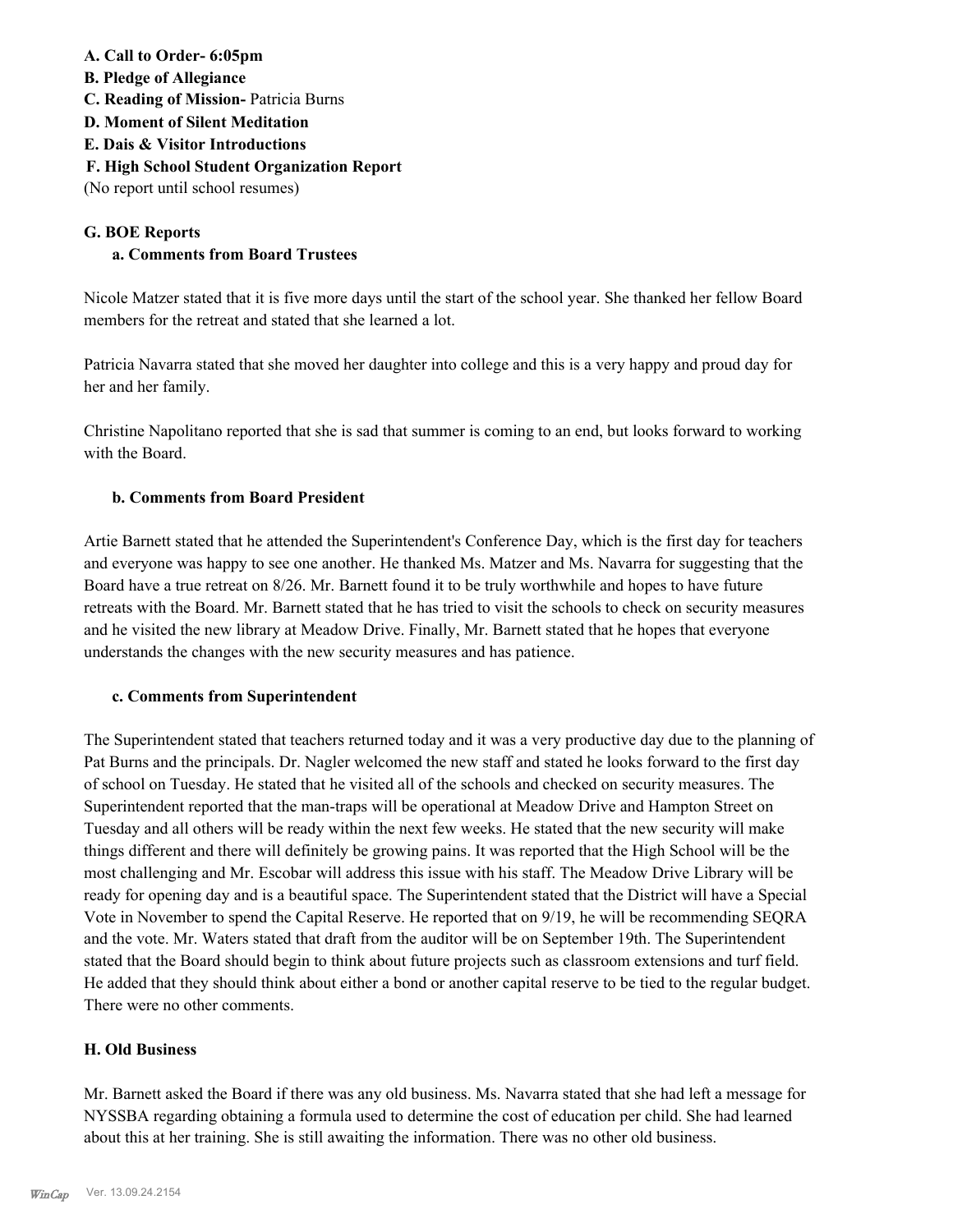**A. Call to Order- 6:05pm**
**B. Pledge of Allegiance**
**C. Reading of Mission-** Patricia Burns
**D. Moment of Silent Meditation**
**E. Dais & Visitor Introductions**
**F. High School Student Organization Report**
(No report until school resumes)

**G. BOE Reports**

**a. Comments from Board Trustees**

Nicole Matzer stated that it is five more days until the start of the school year. She thanked her fellow Board members for the retreat and stated that she learned a lot.

Patricia Navarra stated that she moved her daughter into college and this is a very happy and proud day for her and her family.

Christine Napolitano reported that she is sad that summer is coming to an end, but looks forward to working with the Board.

**b. Comments from Board President**

Artie Barnett stated that he attended the Superintendent's Conference Day, which is the first day for teachers and everyone was happy to see one another. He thanked Ms. Matzer and Ms. Navarra for suggesting that the Board have a true retreat on 8/26. Mr. Barnett found it to be truly worthwhile and hopes to have future retreats with the Board. Mr. Barnett stated that he has tried to visit the schools to check on security measures and he visited the new library at Meadow Drive. Finally, Mr. Barnett stated that he hopes that everyone understands the changes with the new security measures and has patience.

**c. Comments from Superintendent**

The Superintendent stated that teachers returned today and it was a very productive day due to the planning of Pat Burns and the principals. Dr. Nagler welcomed the new staff and stated he looks forward to the first day of school on Tuesday. He stated that he visited all of the schools and checked on security measures. The Superintendent reported that the man-traps will be operational at Meadow Drive and Hampton Street on Tuesday and all others will be ready within the next few weeks. He stated that the new security will make things different and there will definitely be growing pains. It was reported that the High School will be the most challenging and Mr. Escobar will address this issue with his staff. The Meadow Drive Library will be ready for opening day and is a beautiful space. The Superintendent stated that the District will have a Special Vote in November to spend the Capital Reserve. He reported that on 9/19, he will be recommending SEQRA and the vote. Mr. Waters stated that draft from the auditor will be on September 19th. The Superintendent stated that the Board should begin to think about future projects such as classroom extensions and turf field. He added that they should think about either a bond or another capital reserve to be tied to the regular budget. There were no other comments.

**H. Old Business**

Mr. Barnett asked the Board if there was any old business. Ms. Navarra stated that she had left a message for NYSSBA regarding obtaining a formula used to determine the cost of education per child. She had learned about this at her training. She is still awaiting the information. There was no other old business.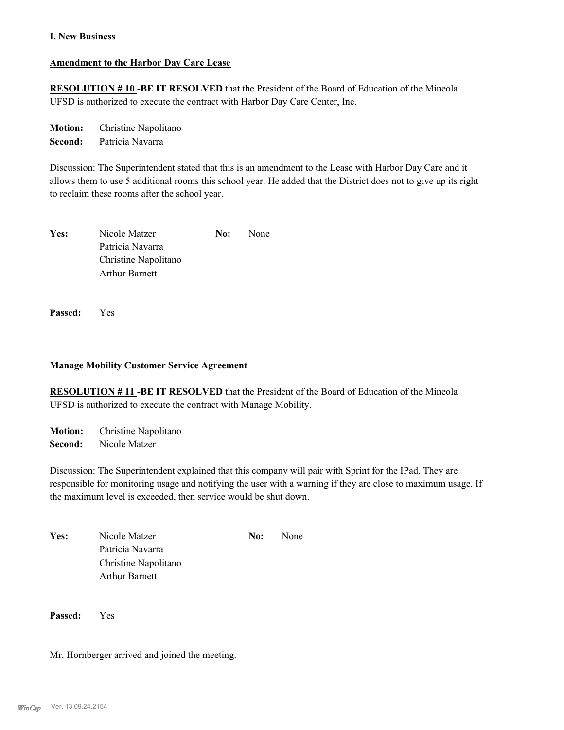**I. New Business**

**Amendment to the Harbor Day Care Lease**

**RESOLUTION # 10 -BE IT RESOLVED** that the President of the Board of Education of the Mineola UFSD is authorized to execute the contract with Harbor Day Care Center, Inc.

**Motion:** Christine Napolitano
**Second:** Patricia Navarra

Discussion: The Superintendent stated that this is an amendment to the Lease with Harbor Day Care and it allows them to use 5 additional rooms this school year. He added that the District does not to give up its right to reclaim these rooms after the school year.

| **Yes:** | Nicole Matzer | **No:** | None |
|---|---|---|---|
| | Patricia Navarra | | |
| | Christine Napolitano | | |
| | Arthur Barnett | | |

**Passed:** Yes

**Manage Mobility Customer Service Agreement**

**RESOLUTION # 11 -BE IT RESOLVED** that the President of the Board of Education of the Mineola UFSD is authorized to execute the contract with Manage Mobility.

**Motion:** Christine Napolitano
**Second:** Nicole Matzer

Discussion: The Superintendent explained that this company will pair with Sprint for the IPad. They are responsible for monitoring usage and notifying the user with a warning if they are close to maximum usage. If the maximum level is exceeded, then service would be shut down.

| **Yes:** | Nicole Matzer | **No:** | None |
|---|---|---|---|
| | Patricia Navarra | | |
| | Christine Napolitano | | |
| | Arthur Barnett | | |

**Passed:** Yes

Mr. Hornberger arrived and joined the meeting.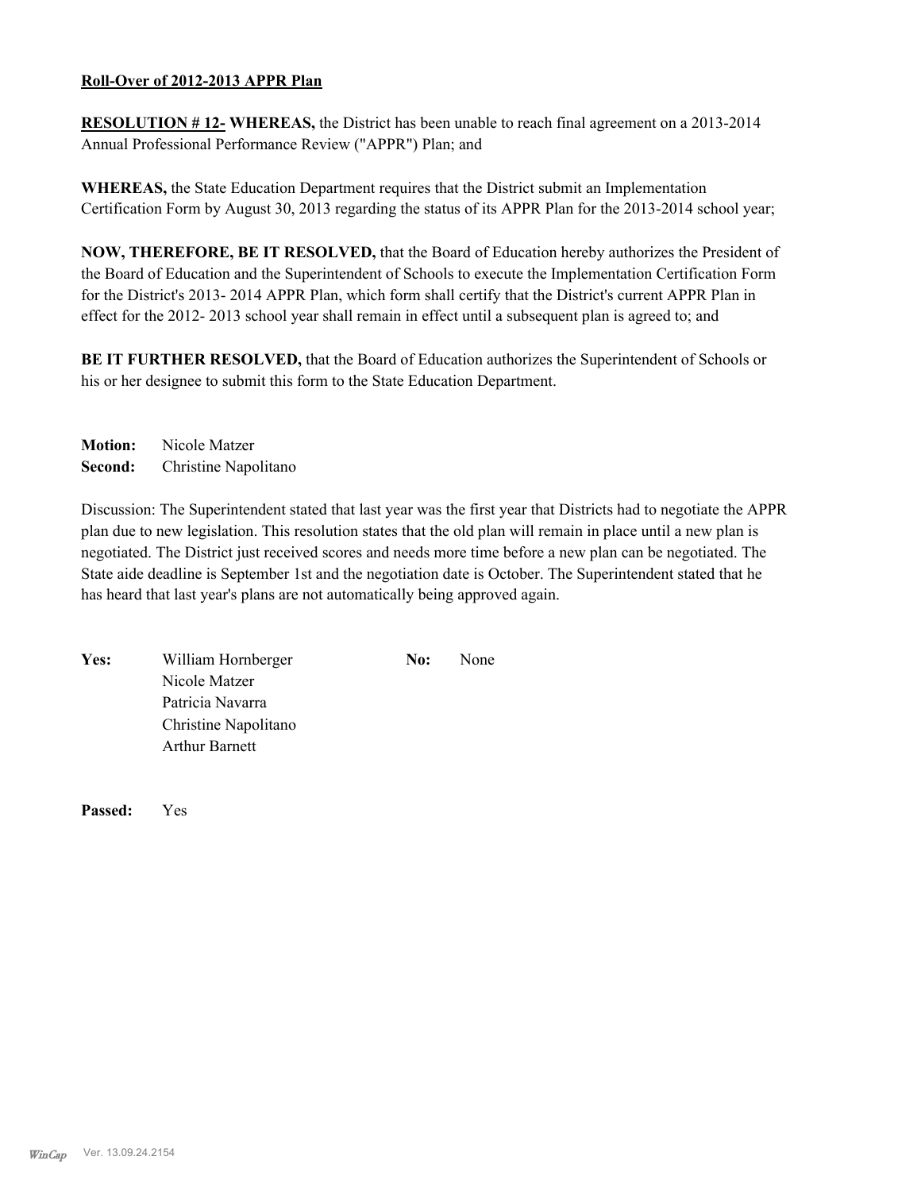**Roll-Over of 2012-2013 APPR Plan**

**RESOLUTION # 12- WHEREAS,** the District has been unable to reach final agreement on a 2013-2014 Annual Professional Performance Review ("APPR") Plan; and

**WHEREAS,** the State Education Department requires that the District submit an Implementation Certification Form by August 30, 2013 regarding the status of its APPR Plan for the 2013-2014 school year;

**NOW, THEREFORE, BE IT RESOLVED,** that the Board of Education hereby authorizes the President of the Board of Education and the Superintendent of Schools to execute the Implementation Certification Form for the District's 2013- 2014 APPR Plan, which form shall certify that the District's current APPR Plan in effect for the 2012- 2013 school year shall remain in effect until a subsequent plan is agreed to; and

**BE IT FURTHER RESOLVED,** that the Board of Education authorizes the Superintendent of Schools or his or her designee to submit this form to the State Education Department.

**Motion:** Nicole Matzer
**Second:** Christine Napolitano

Discussion: The Superintendent stated that last year was the first year that Districts had to negotiate the APPR plan due to new legislation. This resolution states that the old plan will remain in place until a new plan is negotiated. The District just received scores and needs more time before a new plan can be negotiated. The State aide deadline is September 1st and the negotiation date is October. The Superintendent stated that he has heard that last year's plans are not automatically being approved again.

**Yes:** William Hornberger
Nicole Matzer
Patricia Navarra
Christine Napolitano
Arthur Barnett

**No:** None

**Passed:** Yes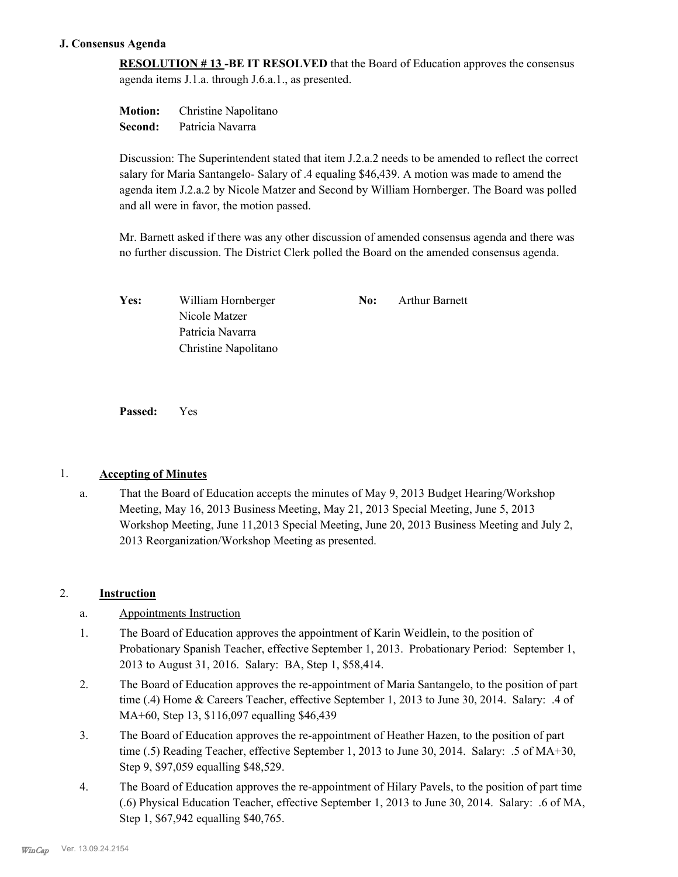### J. Consensus Agenda

**RESOLUTION # 13 -BE IT RESOLVED** that the Board of Education approves the consensus agenda items J.1.a. through J.6.a.1., as presented.

**Motion:** Christine Napolitano
**Second:** Patricia Navarra

Discussion: The Superintendent stated that item J.2.a.2 needs to be amended to reflect the correct salary for Maria Santangelo- Salary of .4 equaling $46,439. A motion was made to amend the agenda item J.2.a.2 by Nicole Matzer and Second by William Hornberger. The Board was polled and all were in favor, the motion passed.

Mr. Barnett asked if there was any other discussion of amended consensus agenda and there was no further discussion. The District Clerk polled the Board on the amended consensus agenda.

**Yes:** William Hornberger, Nicole Matzer, Patricia Navarra, Christine Napolitano

**No:** Arthur Barnett

**Passed:** Yes

1. **Accepting of Minutes**
   a. That the Board of Education accepts the minutes of May 9, 2013 Budget Hearing/Workshop Meeting, May 16, 2013 Business Meeting, May 21, 2013 Special Meeting, June 5, 2013 Workshop Meeting, June 11,2013 Special Meeting, June 20, 2013 Business Meeting and July 2, 2013 Reorganization/Workshop Meeting as presented.

2. **Instruction**
   a. Appointments Instruction
   1. The Board of Education approves the appointment of Karin Weidlein, to the position of Probationary Spanish Teacher, effective September 1, 2013. Probationary Period: September 1, 2013 to August 31, 2016. Salary: BA, Step 1, $58,414.
   2. The Board of Education approves the re-appointment of Maria Santangelo, to the position of part time (.4) Home & Careers Teacher, effective September 1, 2013 to June 30, 2014. Salary: .4 of MA+60, Step 13, $116,097 equalling $46,439
   3. The Board of Education approves the re-appointment of Heather Hazen, to the position of part time (.5) Reading Teacher, effective September 1, 2013 to June 30, 2014. Salary: .5 of MA+30, Step 9, $97,059 equalling $48,529.
   4. The Board of Education approves the re-appointment of Hilary Pavels, to the position of part time (.6) Physical Education Teacher, effective September 1, 2013 to June 30, 2014. Salary: .6 of MA, Step 1, $67,942 equalling $40,765.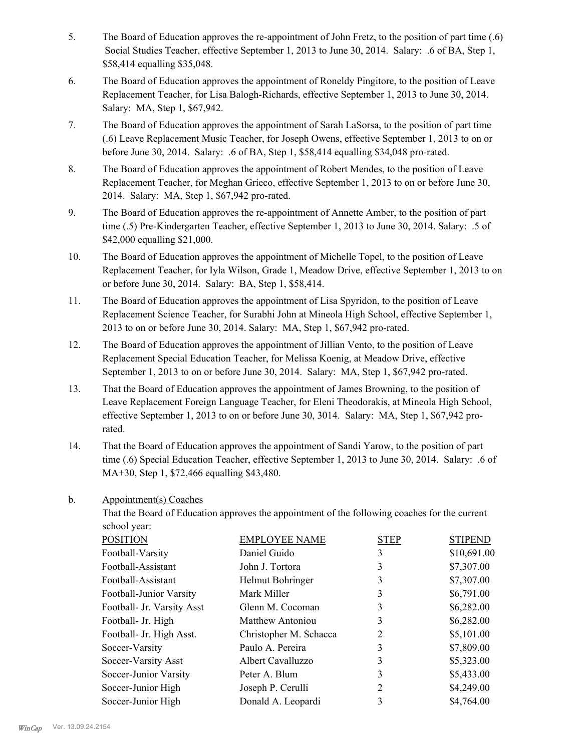5. The Board of Education approves the re-appointment of John Fretz, to the position of part time (.6) Social Studies Teacher, effective September 1, 2013 to June 30, 2014. Salary: .6 of BA, Step 1, $58,414 equalling $35,048.

6. The Board of Education approves the appointment of Roneldy Pingitore, to the position of Leave Replacement Teacher, for Lisa Balogh-Richards, effective September 1, 2013 to June 30, 2014. Salary: MA, Step 1, $67,942.

7. The Board of Education approves the appointment of Sarah LaSorsa, to the position of part time (.6) Leave Replacement Music Teacher, for Joseph Owens, effective September 1, 2013 to on or before June 30, 2014. Salary: .6 of BA, Step 1, $58,414 equalling $34,048 pro-rated.

8. The Board of Education approves the appointment of Robert Mendes, to the position of Leave Replacement Teacher, for Meghan Grieco, effective September 1, 2013 to on or before June 30, 2014. Salary: MA, Step 1, $67,942 pro-rated.

9. The Board of Education approves the re-appointment of Annette Amber, to the position of part time (.5) Pre-Kindergarten Teacher, effective September 1, 2013 to June 30, 2014. Salary: .5 of $42,000 equalling $21,000.

10. The Board of Education approves the appointment of Michelle Topel, to the position of Leave Replacement Teacher, for Iyla Wilson, Grade 1, Meadow Drive, effective September 1, 2013 to on or before June 30, 2014. Salary: BA, Step 1, $58,414.

11. The Board of Education approves the appointment of Lisa Spyridon, to the position of Leave Replacement Science Teacher, for Surabhi John at Mineola High School, effective September 1, 2013 to on or before June 30, 2014. Salary: MA, Step 1, $67,942 pro-rated.

12. The Board of Education approves the appointment of Jillian Vento, to the position of Leave Replacement Special Education Teacher, for Melissa Koenig, at Meadow Drive, effective September 1, 2013 to on or before June 30, 2014. Salary: MA, Step 1, $67,942 pro-rated.

13. That the Board of Education approves the appointment of James Browning, to the position of Leave Replacement Foreign Language Teacher, for Eleni Theodorakis, at Mineola High School, effective September 1, 2013 to on or before June 30, 3014. Salary: MA, Step 1, $67,942 pro-rated.

14. That the Board of Education approves the appointment of Sandi Yarow, to the position of part time (.6) Special Education Teacher, effective September 1, 2013 to June 30, 2014. Salary: .6 of MA+30, Step 1, $72,466 equalling $43,480.

b. Appointment(s) Coaches

That the Board of Education approves the appointment of the following coaches for the current school year:

| POSITION | EMPLOYEE NAME | STEP | STIPEND |
|---|---|---|---|
| Football-Varsity | Daniel Guido | 3 | $10,691.00 |
| Football-Assistant | John J. Tortora | 3 | $7,307.00 |
| Football-Assistant | Helmut Bohringer | 3 | $7,307.00 |
| Football-Junior Varsity | Mark Miller | 3 | $6,791.00 |
| Football- Jr. Varsity Asst | Glenn M. Cocoman | 3 | $6,282.00 |
| Football- Jr. High | Matthew Antoniou | 3 | $6,282.00 |
| Football- Jr. High Asst. | Christopher M. Schacca | 2 | $5,101.00 |
| Soccer-Varsity | Paulo A. Pereira | 3 | $7,809.00 |
| Soccer-Varsity Asst | Albert Cavalluzzo | 3 | $5,323.00 |
| Soccer-Junior Varsity | Peter A. Blum | 3 | $5,433.00 |
| Soccer-Junior High | Joseph P. Cerulli | 2 | $4,249.00 |
| Soccer-Junior High | Donald A. Leopardi | 3 | $4,764.00 |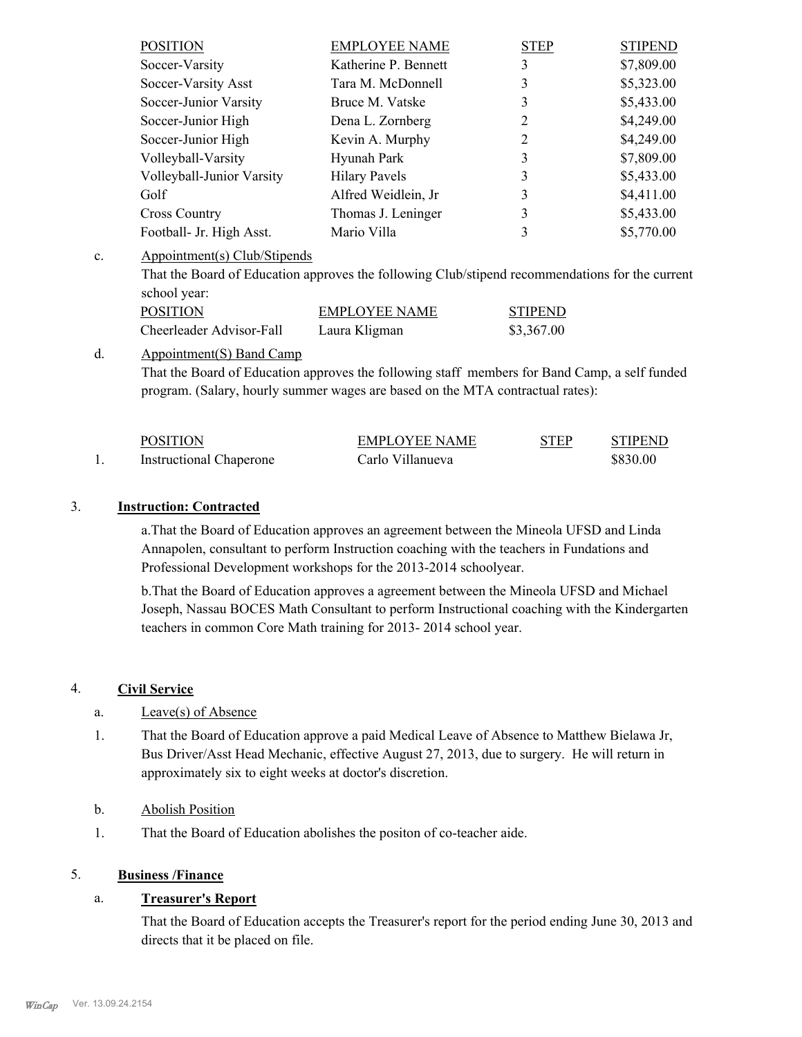| POSITION | EMPLOYEE NAME | STEP | STIPEND |
|---|---|---|---|
| Soccer-Varsity | Katherine P. Bennett | 3 | $7,809.00 |
| Soccer-Varsity Asst | Tara M. McDonnell | 3 | $5,323.00 |
| Soccer-Junior Varsity | Bruce M. Vatske | 3 | $5,433.00 |
| Soccer-Junior High | Dena L. Zornberg | 2 | $4,249.00 |
| Soccer-Junior High | Kevin A. Murphy | 2 | $4,249.00 |
| Volleyball-Varsity | Hyunah Park | 3 | $7,809.00 |
| Volleyball-Junior Varsity | Hilary Pavels | 3 | $5,433.00 |
| Golf | Alfred Weidlein, Jr | 3 | $4,411.00 |
| Cross Country | Thomas J. Leninger | 3 | $5,433.00 |
| Football- Jr. High Asst. | Mario Villa | 3 | $5,770.00 |

c. Appointment(s) Club/Stipends

That the Board of Education approves the following Club/stipend recommendations for the current school year:

| POSITION | EMPLOYEE NAME | STIPEND |
|---|---|---|
| Cheerleader Advisor-Fall | Laura Kligman | $3,367.00 |

d. Appointment(S) Band Camp

That the Board of Education approves the following staff members for Band Camp, a self funded program. (Salary, hourly summer wages are based on the MTA contractual rates):

| | POSITION | EMPLOYEE NAME | STEP | STIPEND |
|---|---|---|---|---|
| 1. | Instructional Chaperone | Carlo Villanueva | | $830.00 |

3. **Instruction: Contracted**

a.That the Board of Education approves an agreement between the Mineola UFSD and Linda Annapolen, consultant to perform Instruction coaching with the teachers in Fundations and Professional Development workshops for the 2013-2014 schoolyear.

b.That the Board of Education approves a agreement between the Mineola UFSD and Michael Joseph, Nassau BOCES Math Consultant to perform Instructional coaching with the Kindergarten teachers in common Core Math training for 2013- 2014 school year.

4. **Civil Service**

a. Leave(s) of Absence

1. That the Board of Education approve a paid Medical Leave of Absence to Matthew Bielawa Jr, Bus Driver/Asst Head Mechanic, effective August 27, 2013, due to surgery. He will return in approximately six to eight weeks at doctor's discretion.

b. Abolish Position

1. That the Board of Education abolishes the positon of co-teacher aide.

5. **Business /Finance**

a. **Treasurer's Report**

That the Board of Education accepts the Treasurer's report for the period ending June 30, 2013 and directs that it be placed on file.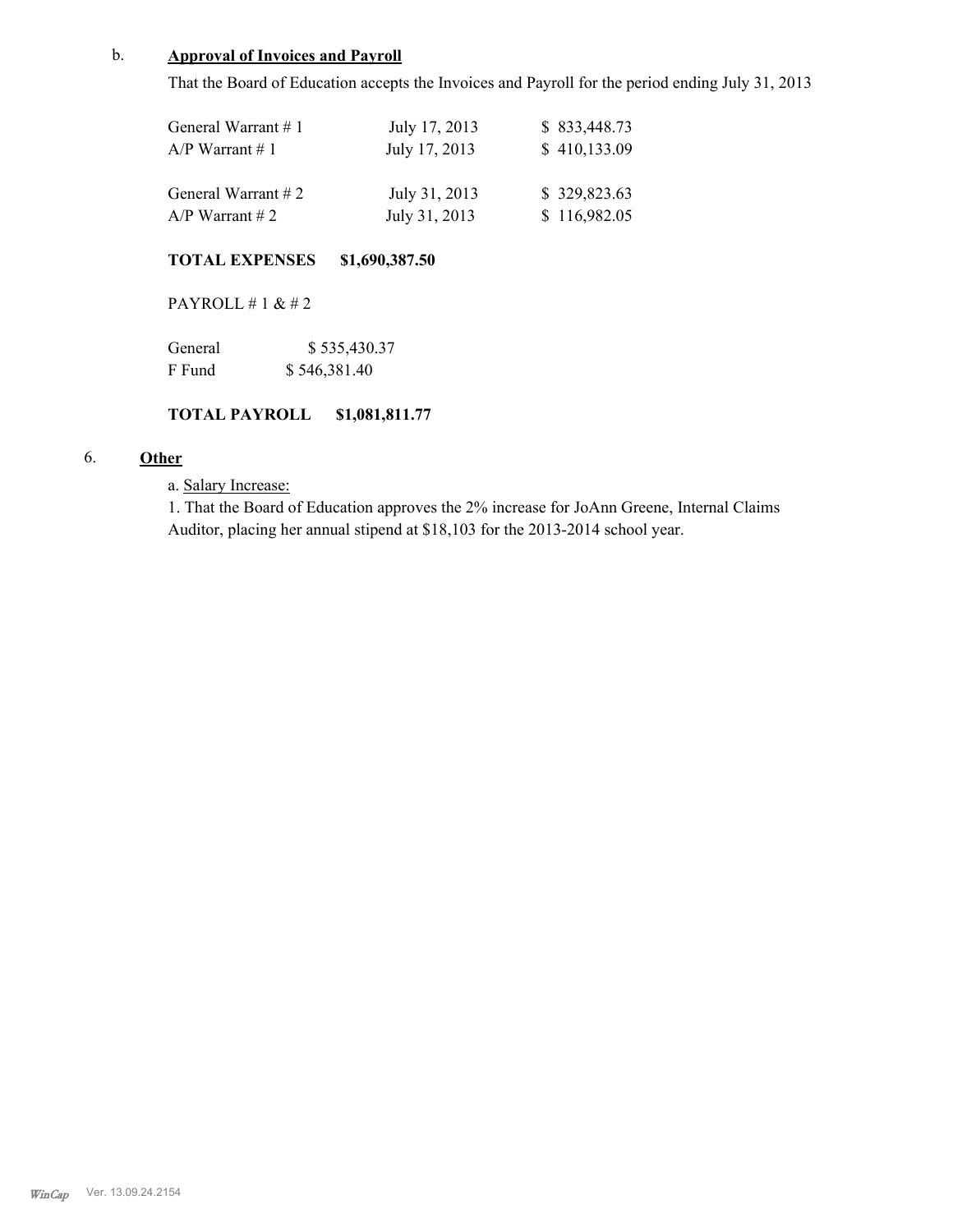b. **Approval of Invoices and Payroll**

That the Board of Education accepts the Invoices and Payroll for the period ending July 31, 2013

| | | |
|---|---|---|
| General Warrant # 1 | July 17, 2013 | $ 833,448.73 |
| A/P Warrant # 1 | July 17, 2013 | $ 410,133.09 |
| General Warrant # 2 | July 31, 2013 | $ 329,823.63 |
| A/P Warrant # 2 | July 31, 2013 | $ 116,982.05 |

**TOTAL EXPENSES $1,690,387.50**

PAYROLL # 1 & # 2

| | |
|---|---|
| General | $ 535,430.37 |
| F Fund | $ 546,381.40 |

**TOTAL PAYROLL $1,081,811.77**

6. **Other**

a. Salary Increase:

1. That the Board of Education approves the 2% increase for JoAnn Greene, Internal Claims Auditor, placing her annual stipend at $18,103 for the 2013-2014 school year.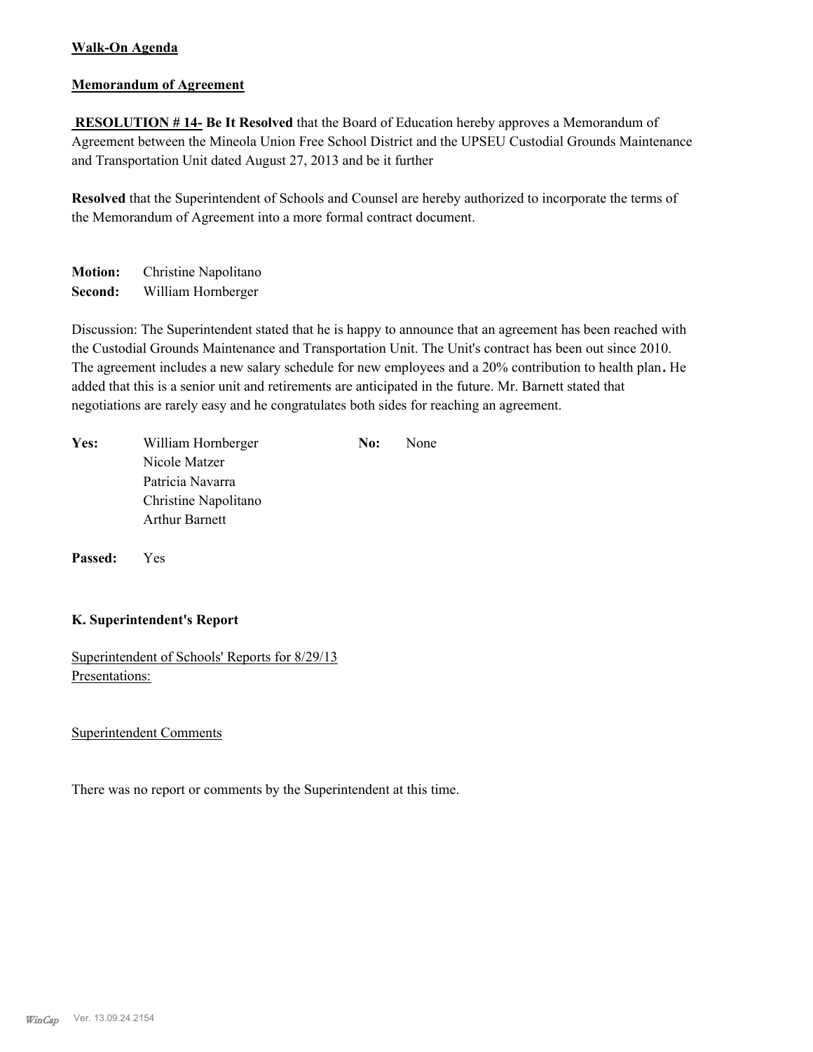**Walk-On Agenda**

**Memorandum of Agreement**

**RESOLUTION # 14- Be It Resolved** that the Board of Education hereby approves a Memorandum of Agreement between the Mineola Union Free School District and the UPSEU Custodial Grounds Maintenance and Transportation Unit dated August 27, 2013 and be it further

**Resolved** that the Superintendent of Schools and Counsel are hereby authorized to incorporate the terms of the Memorandum of Agreement into a more formal contract document.

**Motion:** Christine Napolitano
**Second:** William Hornberger

Discussion: The Superintendent stated that he is happy to announce that an agreement has been reached with the Custodial Grounds Maintenance and Transportation Unit. The Unit's contract has been out since 2010. The agreement includes a new salary schedule for new employees and a 20% contribution to health plan. He added that this is a senior unit and retirements are anticipated in the future. Mr. Barnett stated that negotiations are rarely easy and he congratulates both sides for reaching an agreement.

| | | | |
|---|---|---|---|
| **Yes:** | William Hornberger | **No:** | None |
| | Nicole Matzer | | |
| | Patricia Navarra | | |
| | Christine Napolitano | | |
| | Arthur Barnett | | |

**Passed:** Yes

### K. Superintendent's Report

Superintendent of Schools' Reports for 8/29/13
Presentations:

Superintendent Comments

There was no report or comments by the Superintendent at this time.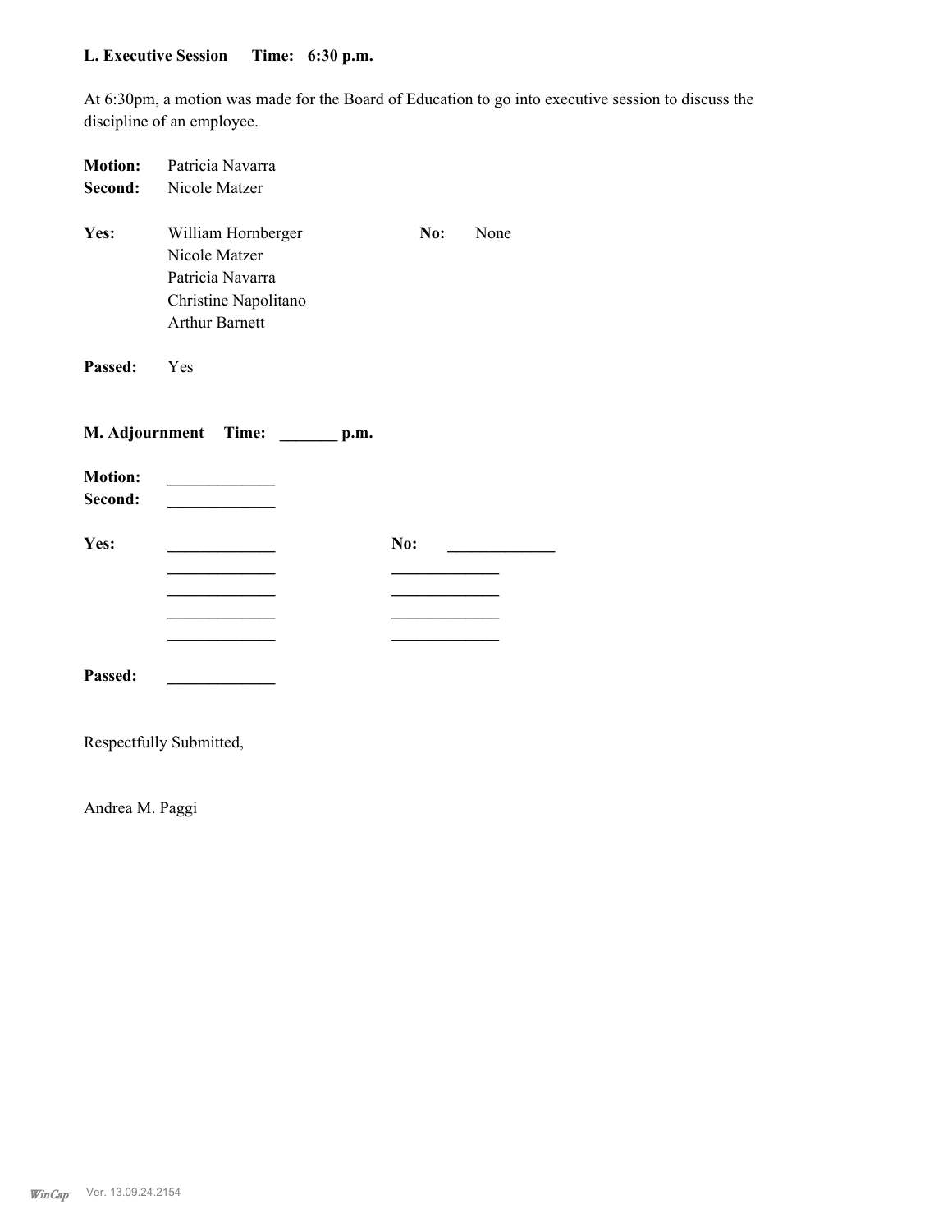**L. Executive Session Time: 6:30 p.m.**

At 6:30pm, a motion was made for the Board of Education to go into executive session to discuss the discipline of an employee.

**Motion:** Patricia Navarra
**Second:** Nicole Matzer

| | | | |
|---|---|---|---|
| **Yes:** | William Hornberger | **No:** | None |
| | Nicole Matzer | | |
| | Patricia Navarra | | |
| | Christine Napolitano | | |
| | Arthur Barnett | | |

**Passed:** Yes

**M. Adjournment Time: _______ p.m.**

**Motion:** _____________
**Second:** _____________

| | | | |
|---|---|---|---|
| **Yes:** | _____________ | **No:** | _____________ |
| | _____________ | _____________ | |
| | _____________ | _____________ | |
| | _____________ | _____________ | |
| | _____________ | _____________ | |

**Passed:** _____________

Respectfully Submitted,

Andrea M. Paggi